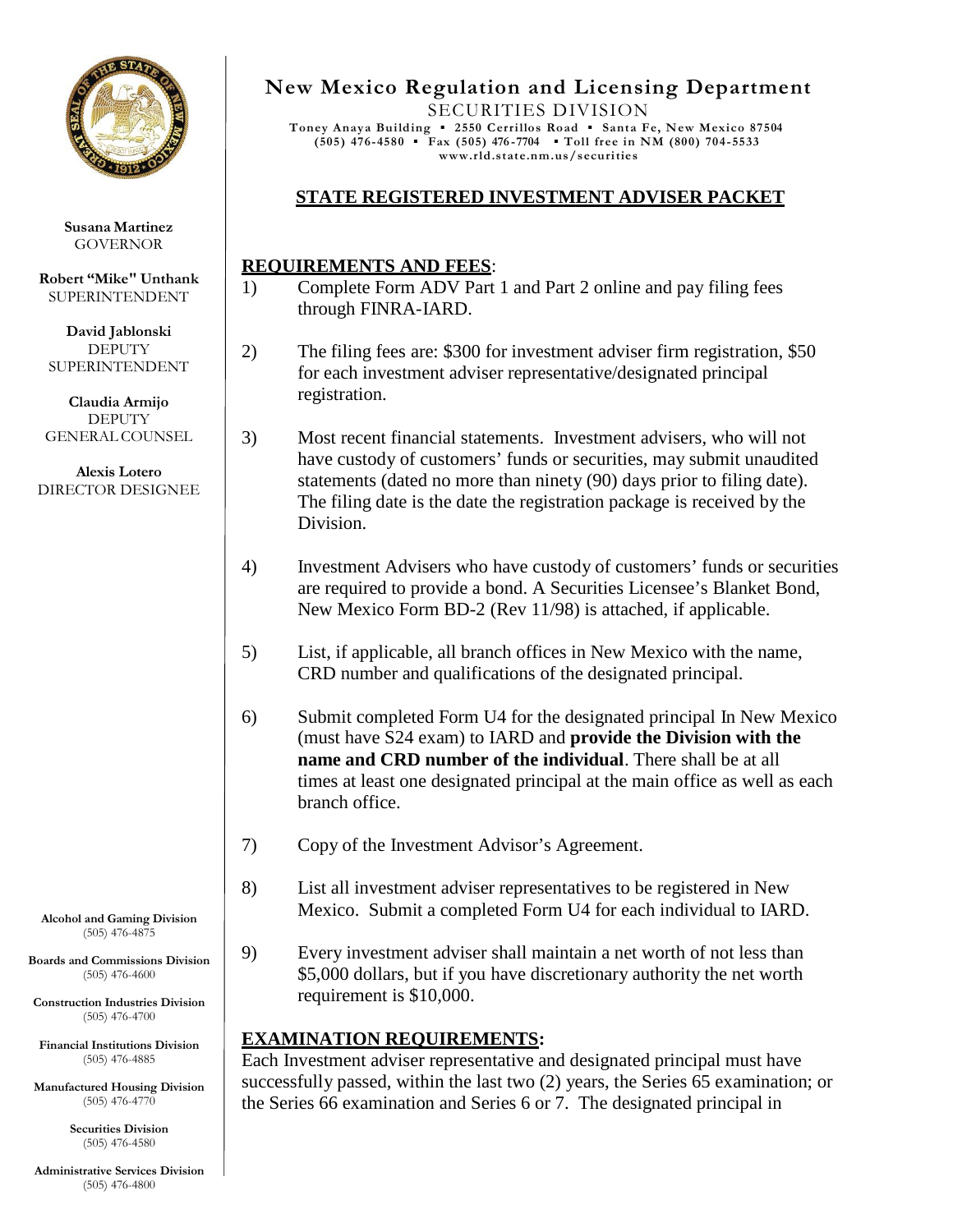**Susana Martinez**
GOVERNOR

**Robert "Mike" Unthank**
SUPERINTENDENT

**David Jablonski**
DEPUTY SUPERINTENDENT

**Claudia Armijo**
DEPUTY GENERAL COUNSEL

**Alexis Lotero**
DIRECTOR DESIGNEE

**Alcohol and Gaming Division**
(505) 476-4875

**Boards and Commissions Division**
(505) 476-4600

**Construction Industries Division**
(505) 476-4700

**Financial Institutions Division**
(505) 476-4885

**Manufactured Housing Division**
(505) 476-4770

**Securities Division**
(505) 476-4580

**Administrative Services Division**
(505) 476-4800

# New Mexico Regulation and Licensing Department

SECURITIES DIVISION

**Toney Anaya Building ▪ 2550 Cerrillos Road ▪ Santa Fe, New Mexico 87504**
**(505) 476-4580 ▪ Fax (505) 476-7704 ▪ Toll free in NM (800) 704-5533**
**www.rld.state.nm.us/securities**

## STATE REGISTERED INVESTMENT ADVISER PACKET

**REQUIREMENTS AND FEES**:

1) Complete Form ADV Part 1 and Part 2 online and pay filing fees through FINRA-IARD.

2) The filing fees are: $300 for investment adviser firm registration, $50 for each investment adviser representative/designated principal registration.

3) Most recent financial statements. Investment advisers, who will not have custody of customers' funds or securities, may submit unaudited statements (dated no more than ninety (90) days prior to filing date). The filing date is the date the registration package is received by the Division.

4) Investment Advisers who have custody of customers' funds or securities are required to provide a bond. A Securities Licensee's Blanket Bond, New Mexico Form BD-2 (Rev 11/98) is attached, if applicable.

5) List, if applicable, all branch offices in New Mexico with the name, CRD number and qualifications of the designated principal.

6) Submit completed Form U4 for the designated principal In New Mexico (must have S24 exam) to IARD and **provide the Division with the name and CRD number of the individual**. There shall be at all times at least one designated principal at the main office as well as each branch office.

7) Copy of the Investment Advisor's Agreement.

8) List all investment adviser representatives to be registered in New Mexico. Submit a completed Form U4 for each individual to IARD.

9) Every investment adviser shall maintain a net worth of not less than $5,000 dollars, but if you have discretionary authority the net worth requirement is $10,000.

**EXAMINATION REQUIREMENTS:**

Each Investment adviser representative and designated principal must have successfully passed, within the last two (2) years, the Series 65 examination; or the Series 66 examination and Series 6 or 7. The designated principal in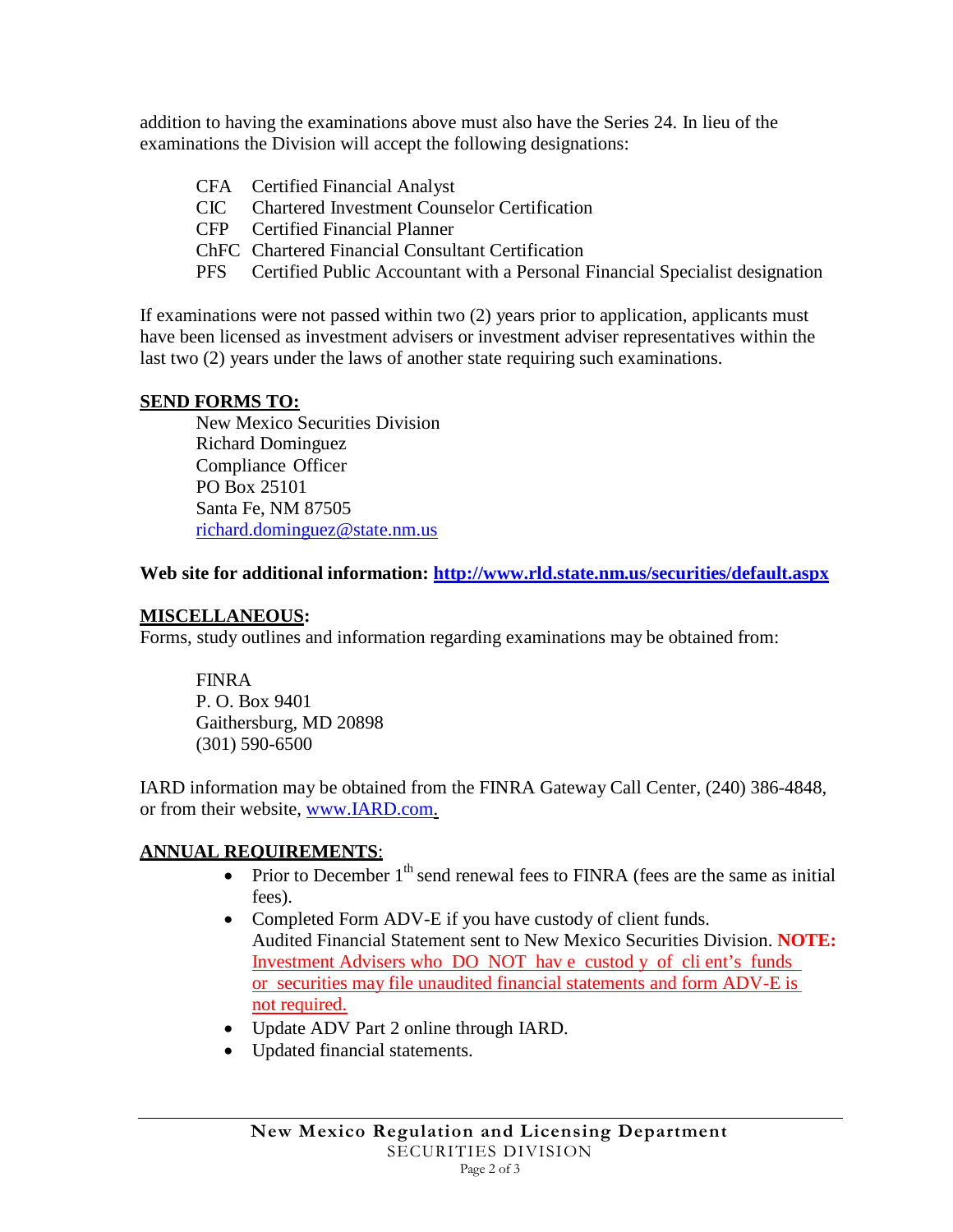addition to having the examinations above must also have the Series 24. In lieu of the examinations the Division will accept the following designations:

| | |
|---|---|
| CFA | Certified Financial Analyst |
| CIC | Chartered Investment Counselor Certification |
| CFP | Certified Financial Planner |
| ChFC | Chartered Financial Consultant Certification |
| PFS | Certified Public Accountant with a Personal Financial Specialist designation |

If examinations were not passed within two (2) years prior to application, applicants must have been licensed as investment advisers or investment adviser representatives within the last two (2) years under the laws of another state requiring such examinations.

**SEND FORMS TO:**

New Mexico Securities Division
Richard Dominguez
Compliance Officer
PO Box 25101
Santa Fe, NM 87505
richard.dominguez@state.nm.us

**Web site for additional information: http://www.rld.state.nm.us/securities/default.aspx**

**MISCELLANEOUS:**

Forms, study outlines and information regarding examinations may be obtained from:

FINRA
P. O. Box 9401
Gaithersburg, MD 20898
(301) 590-6500

IARD information may be obtained from the FINRA Gateway Call Center, (240) 386-4848, or from their website, www.IARD.com.

**ANNUAL REQUIREMENTS:**

- Prior to December 1st send renewal fees to FINRA (fees are the same as initial fees).
- Completed Form ADV-E if you have custody of client funds. Audited Financial Statement sent to New Mexico Securities Division. **NOTE:** Investment Advisers who DO NOT have custody of client's funds or securities may file unaudited financial statements and form ADV-E is not required.
- Update ADV Part 2 online through IARD.
- Updated financial statements.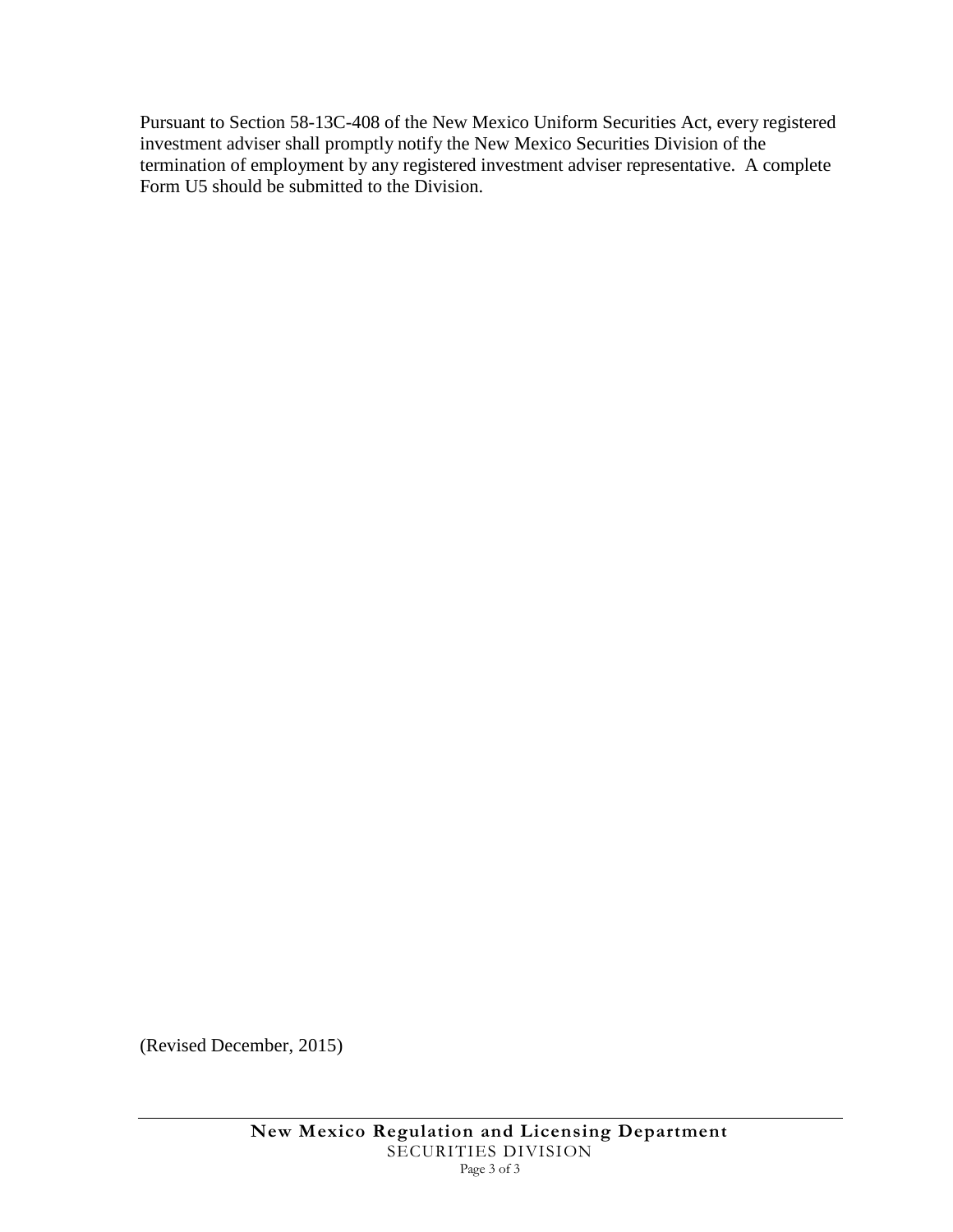Pursuant to Section 58-13C-408 of the New Mexico Uniform Securities Act, every registered investment adviser shall promptly notify the New Mexico Securities Division of the termination of employment by any registered investment adviser representative. A complete Form U5 should be submitted to the Division.

(Revised December, 2015)